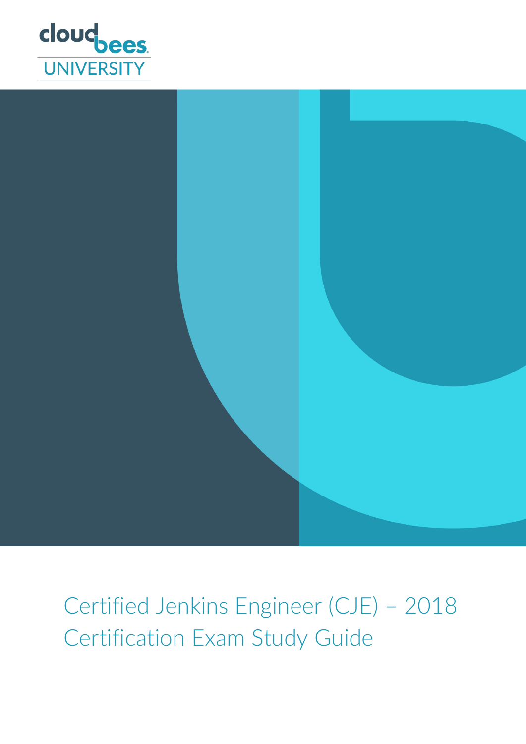cloudbees UNIVERSITY

# Certified Jenkins Engineer (CJE) – 2018 Certification Exam Study Guide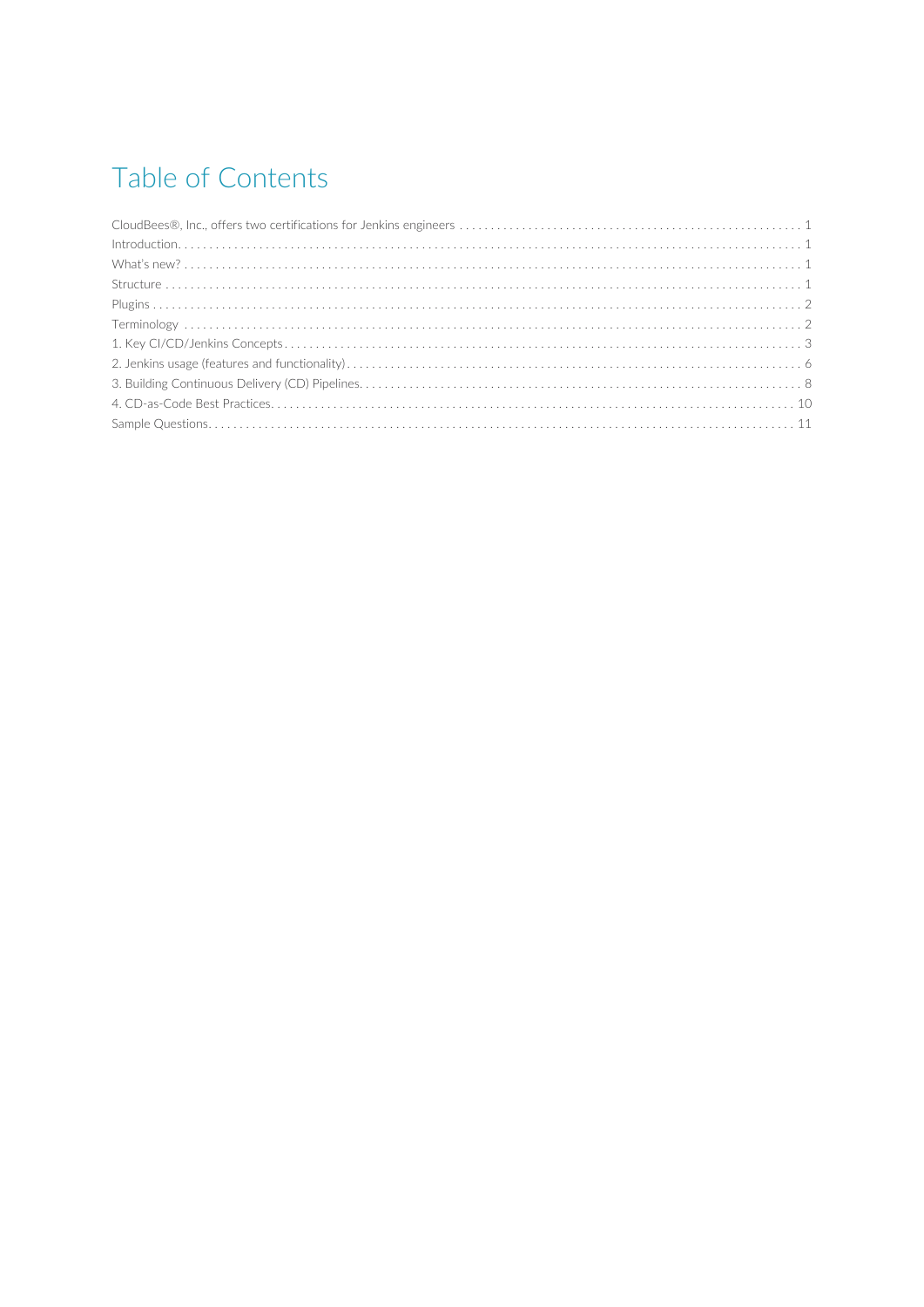# Table of Contents

CloudBees®, Inc., offers two certifications for Jenkins engineers . . . . . . . . . . 1
Introduction . . . . . . . . . . 1
What's new? . . . . . . . . . . 1
Structure . . . . . . . . . . 1
Plugins . . . . . . . . . . 2
Terminology . . . . . . . . . . 2
1. Key CI/CD/Jenkins Concepts . . . . . . . . . . 3
2. Jenkins usage (features and functionality) . . . . . . . . . . 6
3. Building Continuous Delivery (CD) Pipelines . . . . . . . . . . 8
4. CD-as-Code Best Practices . . . . . . . . . . 10
Sample Questions . . . . . . . . . . 11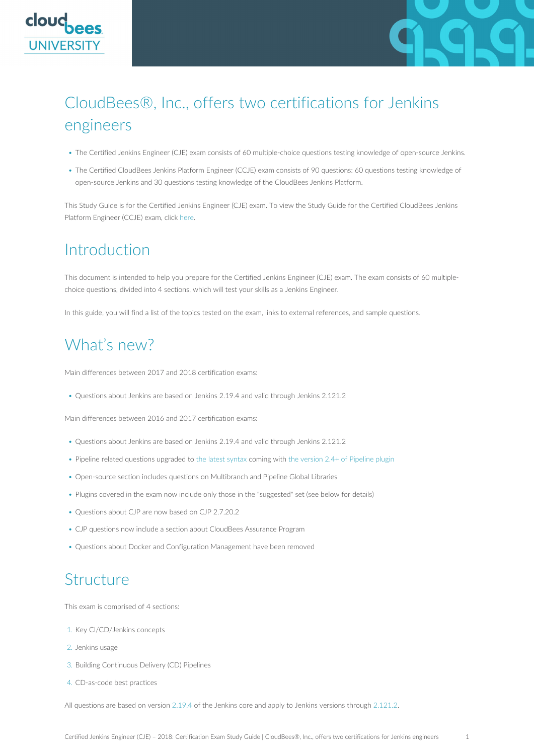# CloudBees®, Inc., offers two certifications for Jenkins engineers

- The Certified Jenkins Engineer (CJE) exam consists of 60 multiple-choice questions testing knowledge of open-source Jenkins.
- The Certified CloudBees Jenkins Platform Engineer (CCJE) exam consists of 90 questions: 60 questions testing knowledge of open-source Jenkins and 30 questions testing knowledge of the CloudBees Jenkins Platform.

This Study Guide is for the Certified Jenkins Engineer (CJE) exam. To view the Study Guide for the Certified CloudBees Jenkins Platform Engineer (CCJE) exam, click here.

# Introduction

This document is intended to help you prepare for the Certified Jenkins Engineer (CJE) exam. The exam consists of 60 multiple-choice questions, divided into 4 sections, which will test your skills as a Jenkins Engineer.

In this guide, you will find a list of the topics tested on the exam, links to external references, and sample questions.

# What's new?

Main differences between 2017 and 2018 certification exams:

- Questions about Jenkins are based on Jenkins 2.19.4 and valid through Jenkins 2.121.2

Main differences between 2016 and 2017 certification exams:

- Questions about Jenkins are based on Jenkins 2.19.4 and valid through Jenkins 2.121.2
- Pipeline related questions upgraded to the latest syntax coming with the version 2.4+ of Pipeline plugin
- Open-source section includes questions on Multibranch and Pipeline Global Libraries
- Plugins covered in the exam now include only those in the "suggested" set (see below for details)
- Questions about CJP are now based on CJP 2.7.20.2
- CJP questions now include a section about CloudBees Assurance Program
- Questions about Docker and Configuration Management have been removed

# Structure

This exam is comprised of 4 sections:

1. Key CI/CD/Jenkins concepts
2. Jenkins usage
3. Building Continuous Delivery (CD) Pipelines
4. CD-as-code best practices

All questions are based on version 2.19.4 of the Jenkins core and apply to Jenkins versions through 2.121.2.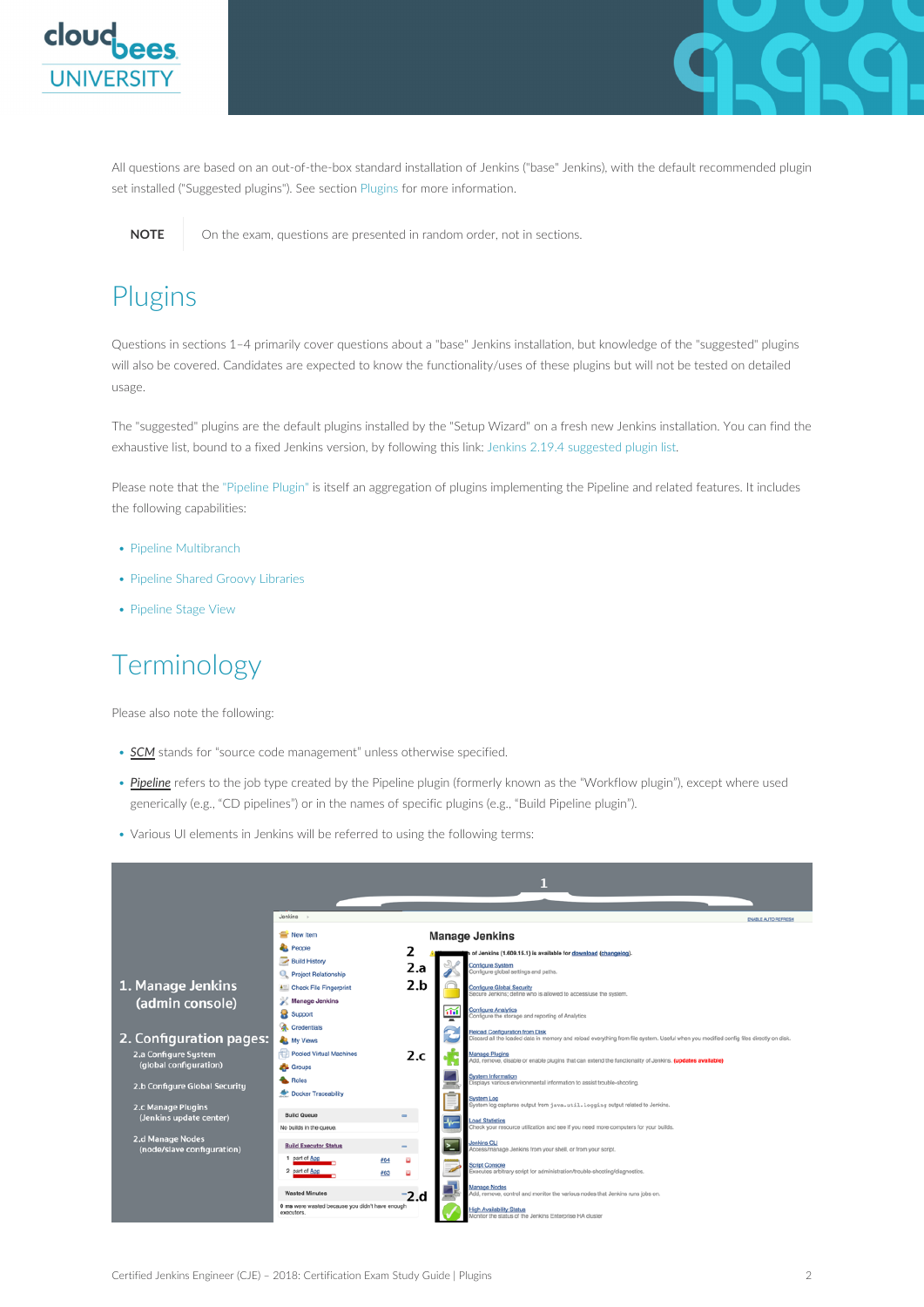All questions are based on an out-of-the-box standard installation of Jenkins ("base" Jenkins), with the default recommended plugin set installed ("Suggested plugins"). See section Plugins for more information.

**NOTE** On the exam, questions are presented in random order, not in sections.

# Plugins

Questions in sections 1–4 primarily cover questions about a "base" Jenkins installation, but knowledge of the "suggested" plugins will also be covered. Candidates are expected to know the functionality/uses of these plugins but will not be tested on detailed usage.

The "suggested" plugins are the default plugins installed by the "Setup Wizard" on a fresh new Jenkins installation. You can find the exhaustive list, bound to a fixed Jenkins version, by following this link: Jenkins 2.19.4 suggested plugin list.

Please note that the "Pipeline Plugin" is itself an aggregation of plugins implementing the Pipeline and related features. It includes the following capabilities:

- Pipeline Multibranch
- Pipeline Shared Groovy Libraries
- Pipeline Stage View

# Terminology

Please also note the following:

- *SCM* stands for "source code management" unless otherwise specified.
- *Pipeline* refers to the job type created by the Pipeline plugin (formerly known as the "Workflow plugin"), except where used generically (e.g., "CD pipelines") or in the names of specific plugins (e.g., "Build Pipeline plugin").
- Various UI elements in Jenkins will be referred to using the following terms:

1. Manage Jenkins (admin console)

2. Configuration pages:
   - 2.a Configure System (global configuration)
   - 2.b Configure Global Security
   - 2.c Manage Plugins (Jenkins update center)
   - 2.d Manage Nodes (node/slave configuration)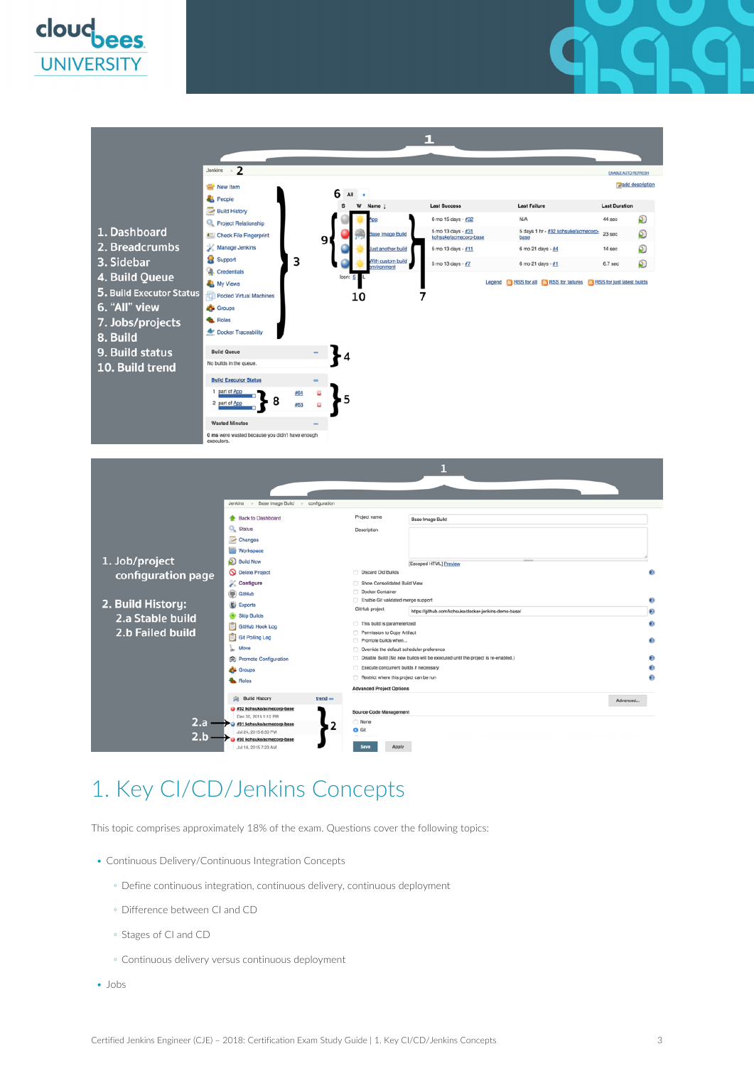1. Dashboard
2. Breadcrumbs
3. Sidebar
4. Build Queue
5. Build Executor Status
6. "All" view
7. Jobs/projects
8. Build
9. Build status
10. Build trend

1. Job/project configuration page
2. Build History:
   2.a Stable build
   2.b Failed build

# 1. Key CI/CD/Jenkins Concepts

This topic comprises approximately 18% of the exam. Questions cover the following topics:

- Continuous Delivery/Continuous Integration Concepts
  - Define continuous integration, continuous delivery, continuous deployment
  - Difference between CI and CD
  - Stages of CI and CD
  - Continuous delivery versus continuous deployment
- Jobs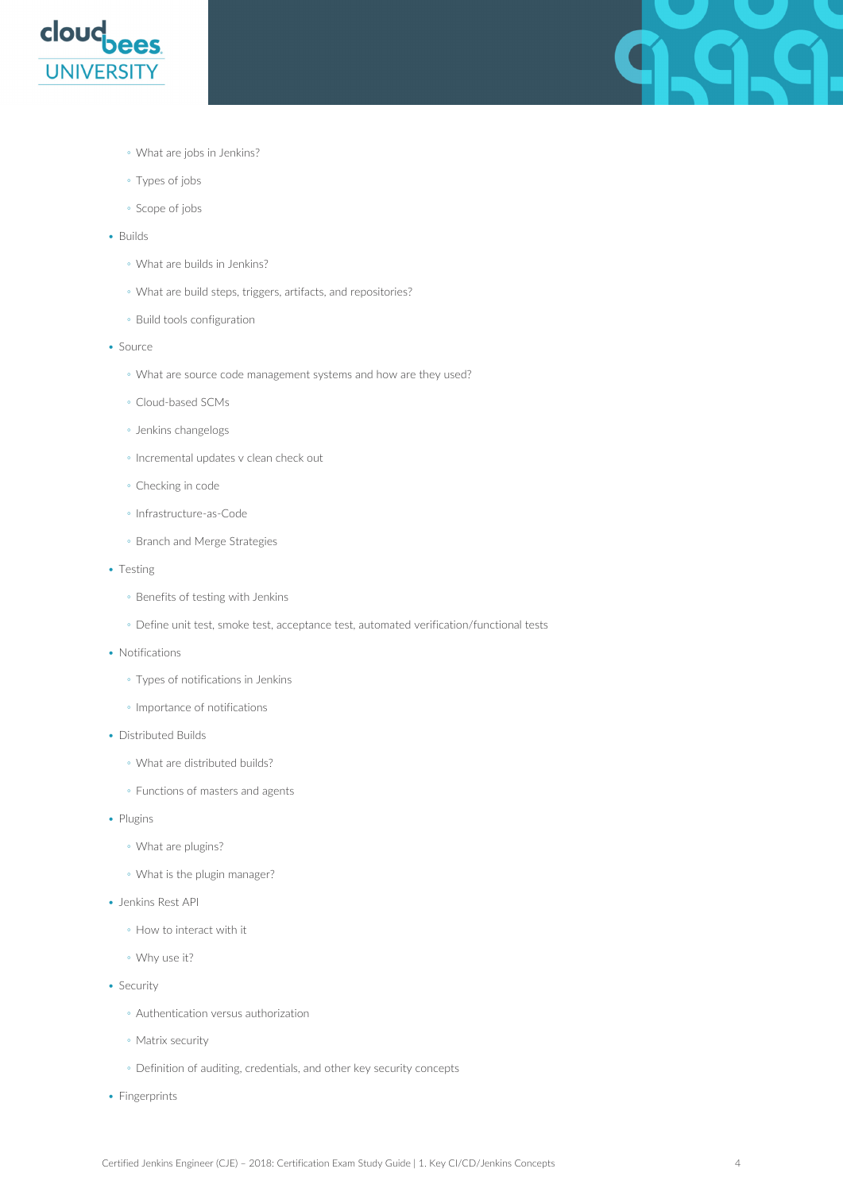- What are jobs in Jenkins?
  - Types of jobs
  - Scope of jobs
- Builds
  - What are builds in Jenkins?
  - What are build steps, triggers, artifacts, and repositories?
  - Build tools configuration
- Source
  - What are source code management systems and how are they used?
  - Cloud-based SCMs
  - Jenkins changelogs
  - Incremental updates v clean check out
  - Checking in code
  - Infrastructure-as-Code
  - Branch and Merge Strategies
- Testing
  - Benefits of testing with Jenkins
  - Define unit test, smoke test, acceptance test, automated verification/functional tests
- Notifications
  - Types of notifications in Jenkins
  - Importance of notifications
- Distributed Builds
  - What are distributed builds?
  - Functions of masters and agents
- Plugins
  - What are plugins?
  - What is the plugin manager?
- Jenkins Rest API
  - How to interact with it
  - Why use it?
- Security
  - Authentication versus authorization
  - Matrix security
  - Definition of auditing, credentials, and other key security concepts
- Fingerprints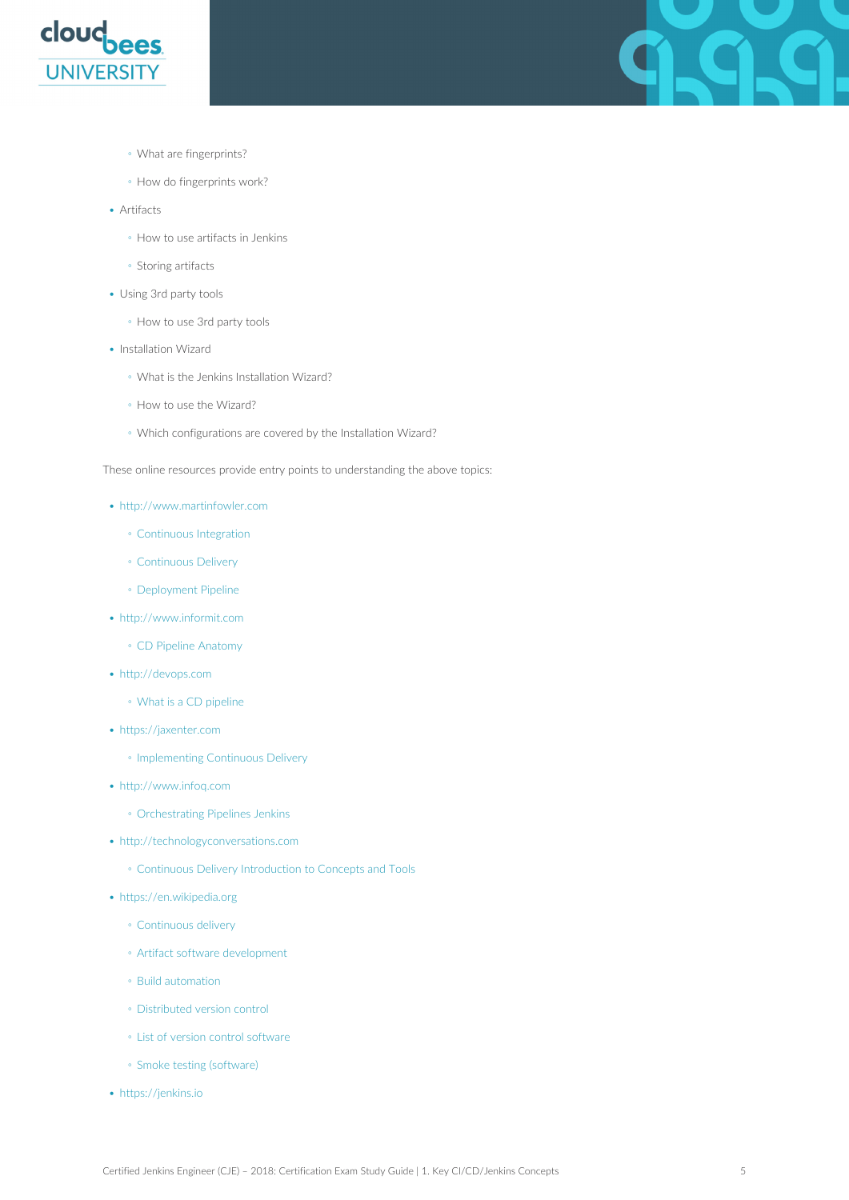- What are fingerprints?
  - How do fingerprints work?
- Artifacts
  - How to use artifacts in Jenkins
  - Storing artifacts
- Using 3rd party tools
  - How to use 3rd party tools
- Installation Wizard
  - What is the Jenkins Installation Wizard?
  - How to use the Wizard?
  - Which configurations are covered by the Installation Wizard?

These online resources provide entry points to understanding the above topics:

- http://www.martinfowler.com
  - Continuous Integration
  - Continuous Delivery
  - Deployment Pipeline
- http://www.informit.com
  - CD Pipeline Anatomy
- http://devops.com
  - What is a CD pipeline
- https://jaxenter.com
  - Implementing Continuous Delivery
- http://www.infoq.com
  - Orchestrating Pipelines Jenkins
- http://technologyconversations.com
  - Continuous Delivery Introduction to Concepts and Tools
- https://en.wikipedia.org
  - Continuous delivery
  - Artifact software development
  - Build automation
  - Distributed version control
  - List of version control software
  - Smoke testing (software)
- https://jenkins.io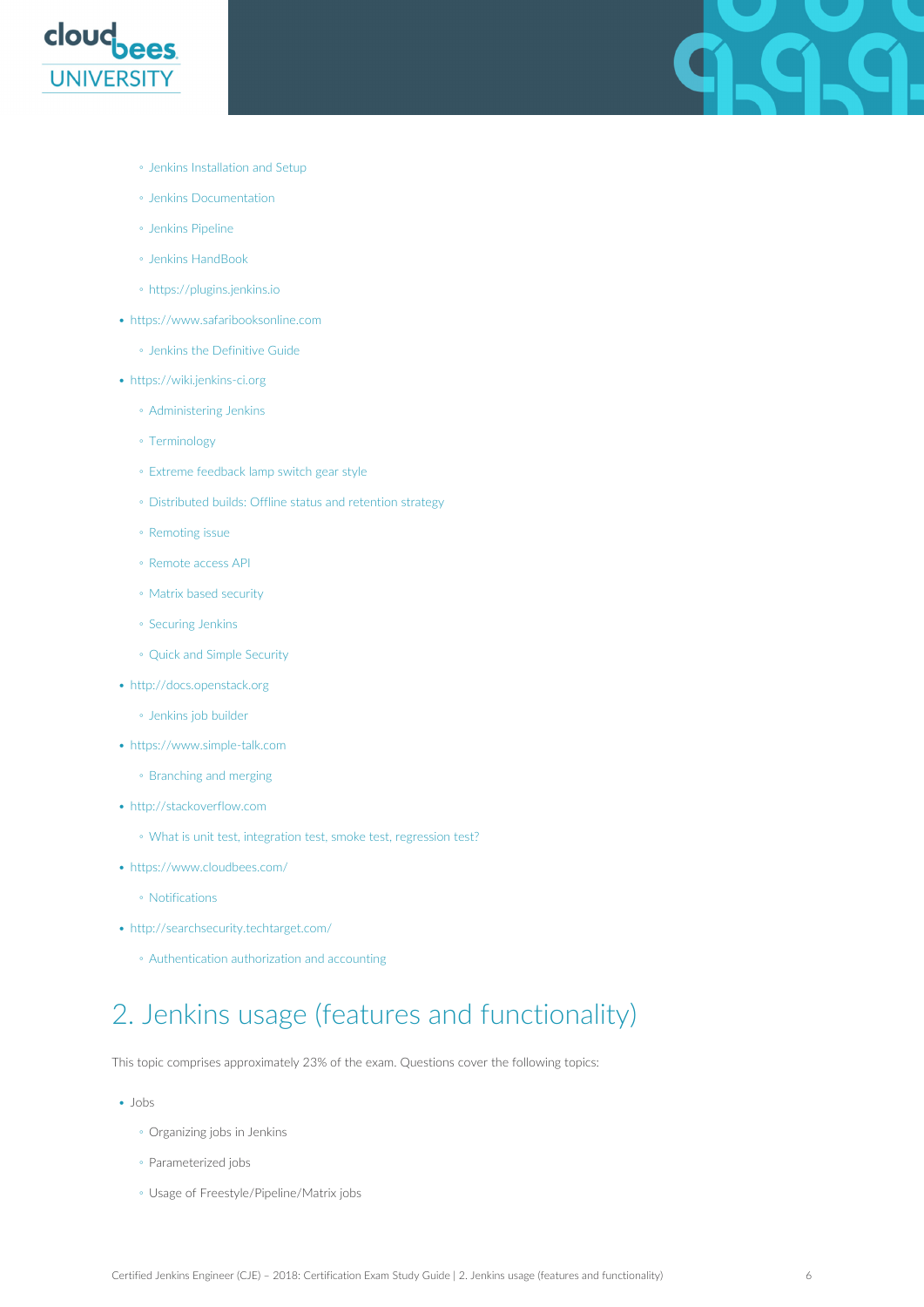- Jenkins Installation and Setup
  - Jenkins Documentation
  - Jenkins Pipeline
  - Jenkins HandBook
  - https://plugins.jenkins.io
- https://www.safaribooksonline.com
  - Jenkins the Definitive Guide
- https://wiki.jenkins-ci.org
  - Administering Jenkins
  - Terminology
  - Extreme feedback lamp switch gear style
  - Distributed builds: Offline status and retention strategy
  - Remoting issue
  - Remote access API
  - Matrix based security
  - Securing Jenkins
  - Quick and Simple Security
- http://docs.openstack.org
  - Jenkins job builder
- https://www.simple-talk.com
  - Branching and merging
- http://stackoverflow.com
  - What is unit test, integration test, smoke test, regression test?
- https://www.cloudbees.com/
  - Notifications
- http://searchsecurity.techtarget.com/
  - Authentication authorization and accounting

# 2. Jenkins usage (features and functionality)

This topic comprises approximately 23% of the exam. Questions cover the following topics:

- Jobs
  - Organizing jobs in Jenkins
  - Parameterized jobs
  - Usage of Freestyle/Pipeline/Matrix jobs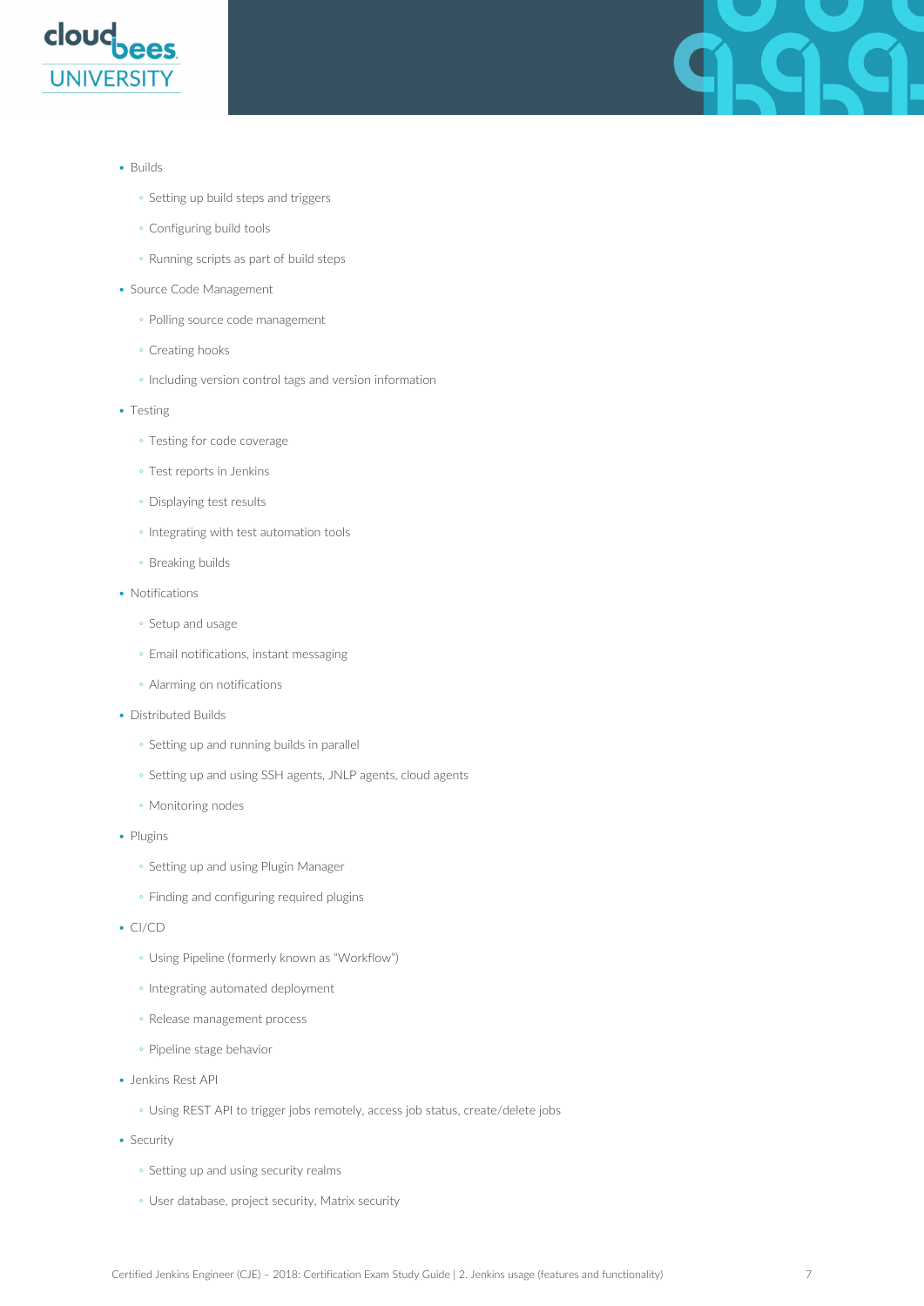- Builds
  - Setting up build steps and triggers
  - Configuring build tools
  - Running scripts as part of build steps
- Source Code Management
  - Polling source code management
  - Creating hooks
  - Including version control tags and version information
- Testing
  - Testing for code coverage
  - Test reports in Jenkins
  - Displaying test results
  - Integrating with test automation tools
  - Breaking builds
- Notifications
  - Setup and usage
  - Email notifications, instant messaging
  - Alarming on notifications
- Distributed Builds
  - Setting up and running builds in parallel
  - Setting up and using SSH agents, JNLP agents, cloud agents
  - Monitoring nodes
- Plugins
  - Setting up and using Plugin Manager
  - Finding and configuring required plugins
- CI/CD
  - Using Pipeline (formerly known as "Workflow")
  - Integrating automated deployment
  - Release management process
  - Pipeline stage behavior
- Jenkins Rest API
  - Using REST API to trigger jobs remotely, access job status, create/delete jobs
- Security
  - Setting up and using security realms
  - User database, project security, Matrix security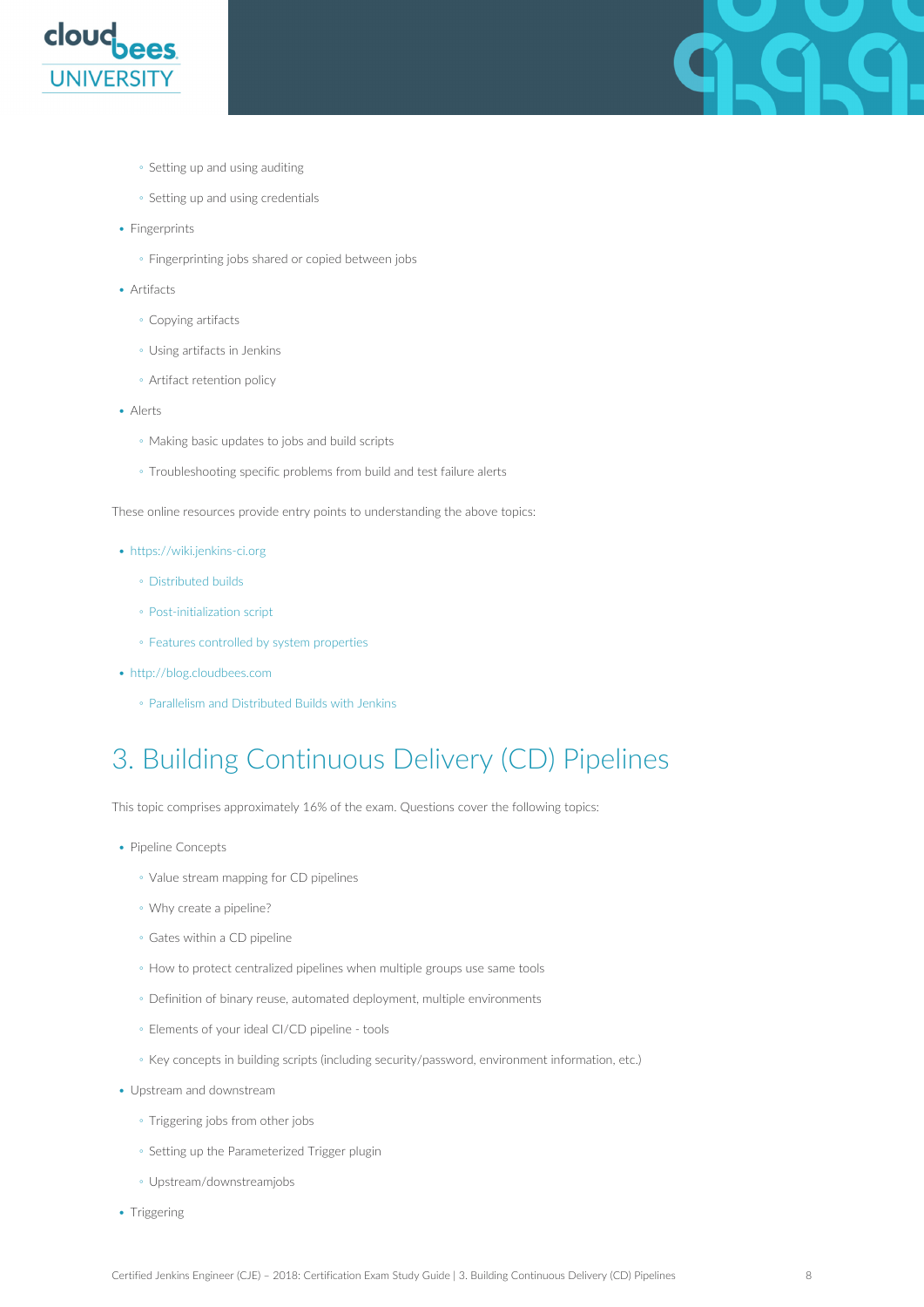- Setting up and using auditing
    - Setting up and using credentials
- Fingerprints
    - Fingerprinting jobs shared or copied between jobs
- Artifacts
    - Copying artifacts
    - Using artifacts in Jenkins
    - Artifact retention policy
- Alerts
    - Making basic updates to jobs and build scripts
    - Troubleshooting specific problems from build and test failure alerts

These online resources provide entry points to understanding the above topics:

- https://wiki.jenkins-ci.org
    - Distributed builds
    - Post-initialization script
    - Features controlled by system properties
- http://blog.cloudbees.com
    - Parallelism and Distributed Builds with Jenkins

# 3. Building Continuous Delivery (CD) Pipelines

This topic comprises approximately 16% of the exam. Questions cover the following topics:

- Pipeline Concepts
    - Value stream mapping for CD pipelines
    - Why create a pipeline?
    - Gates within a CD pipeline
    - How to protect centralized pipelines when multiple groups use same tools
    - Definition of binary reuse, automated deployment, multiple environments
    - Elements of your ideal CI/CD pipeline - tools
    - Key concepts in building scripts (including security/password, environment information, etc.)
- Upstream and downstream
    - Triggering jobs from other jobs
    - Setting up the Parameterized Trigger plugin
    - Upstream/downstreamjobs
- Triggering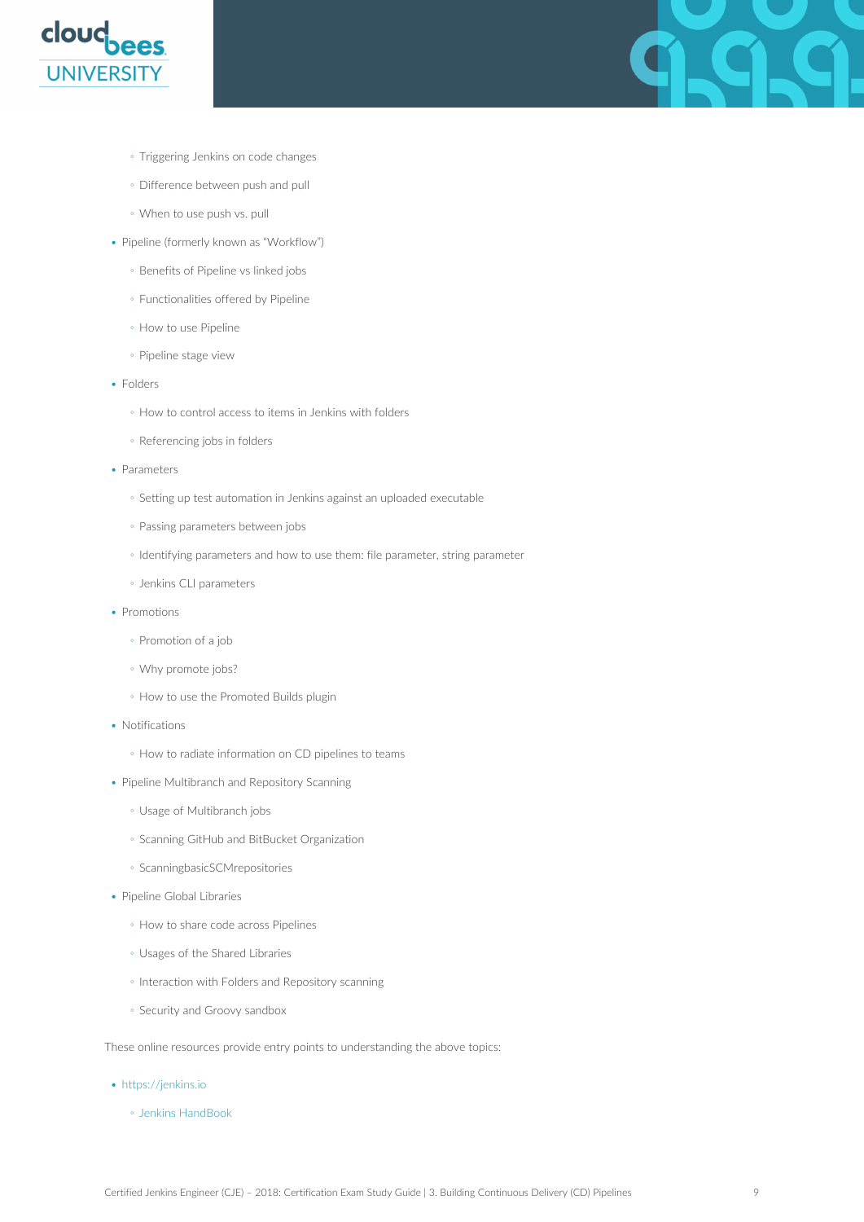- Triggering Jenkins on code changes
    - Difference between push and pull
    - When to use push vs. pull
- Pipeline (formerly known as "Workflow")
    - Benefits of Pipeline vs linked jobs
    - Functionalities offered by Pipeline
    - How to use Pipeline
    - Pipeline stage view
- Folders
    - How to control access to items in Jenkins with folders
    - Referencing jobs in folders
- Parameters
    - Setting up test automation in Jenkins against an uploaded executable
    - Passing parameters between jobs
    - Identifying parameters and how to use them: file parameter, string parameter
    - Jenkins CLI parameters
- Promotions
    - Promotion of a job
    - Why promote jobs?
    - How to use the Promoted Builds plugin
- Notifications
    - How to radiate information on CD pipelines to teams
- Pipeline Multibranch and Repository Scanning
    - Usage of Multibranch jobs
    - Scanning GitHub and BitBucket Organization
    - ScanningbasicSCMrepositories
- Pipeline Global Libraries
    - How to share code across Pipelines
    - Usages of the Shared Libraries
    - Interaction with Folders and Repository scanning
    - Security and Groovy sandbox

These online resources provide entry points to understanding the above topics:

- https://jenkins.io
    - Jenkins HandBook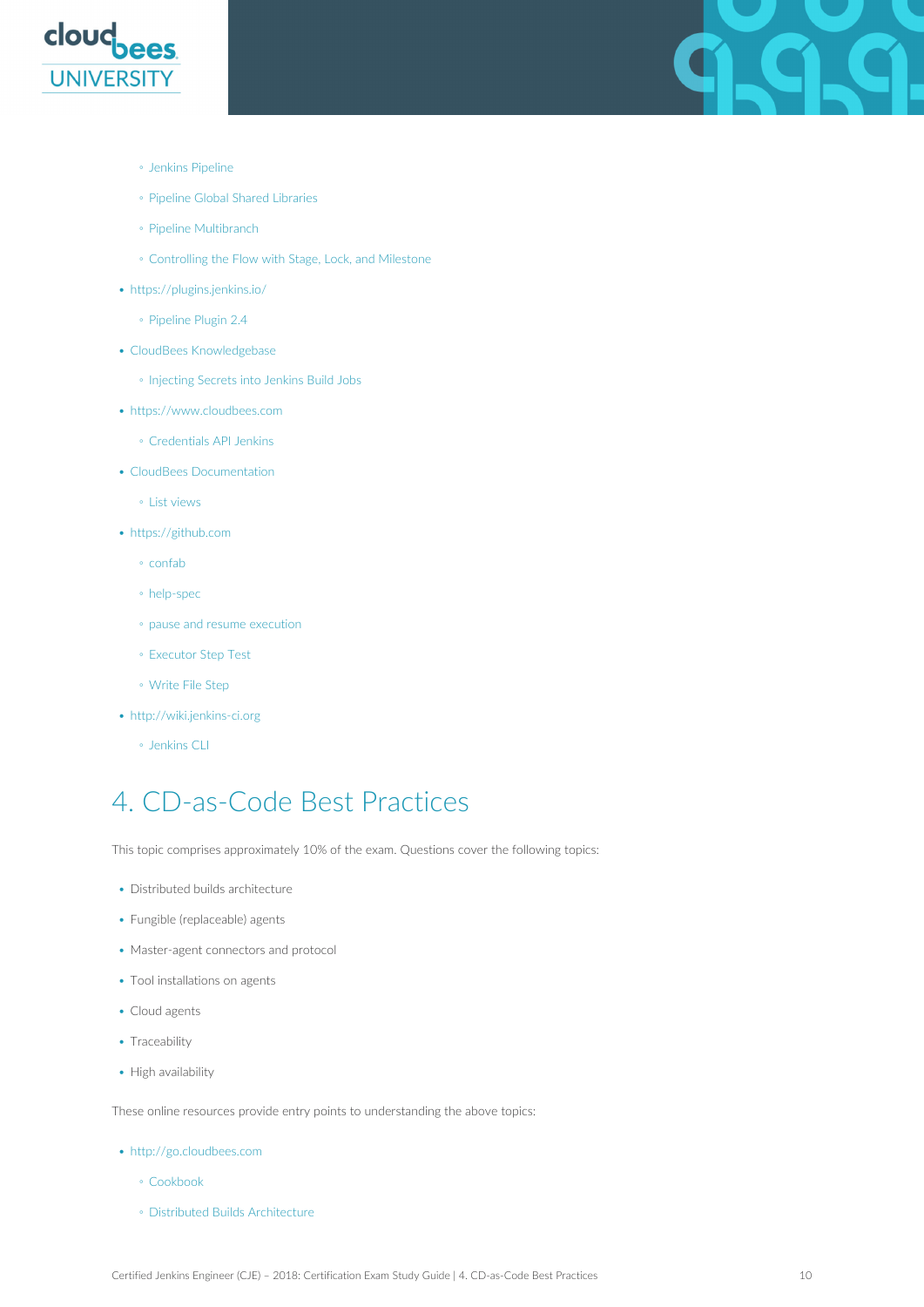- Jenkins Pipeline
  - Pipeline Global Shared Libraries
  - Pipeline Multibranch
  - Controlling the Flow with Stage, Lock, and Milestone
- https://plugins.jenkins.io/
  - Pipeline Plugin 2.4
- CloudBees Knowledgebase
  - Injecting Secrets into Jenkins Build Jobs
- https://www.cloudbees.com
  - Credentials API Jenkins
- CloudBees Documentation
  - List views
- https://github.com
  - confab
  - help-spec
  - pause and resume execution
  - Executor Step Test
  - Write File Step
- http://wiki.jenkins-ci.org
  - Jenkins CLI

# 4. CD-as-Code Best Practices

This topic comprises approximately 10% of the exam. Questions cover the following topics:

- Distributed builds architecture
- Fungible (replaceable) agents
- Master-agent connectors and protocol
- Tool installations on agents
- Cloud agents
- Traceability
- High availability

These online resources provide entry points to understanding the above topics:

- http://go.cloudbees.com
  - Cookbook
  - Distributed Builds Architecture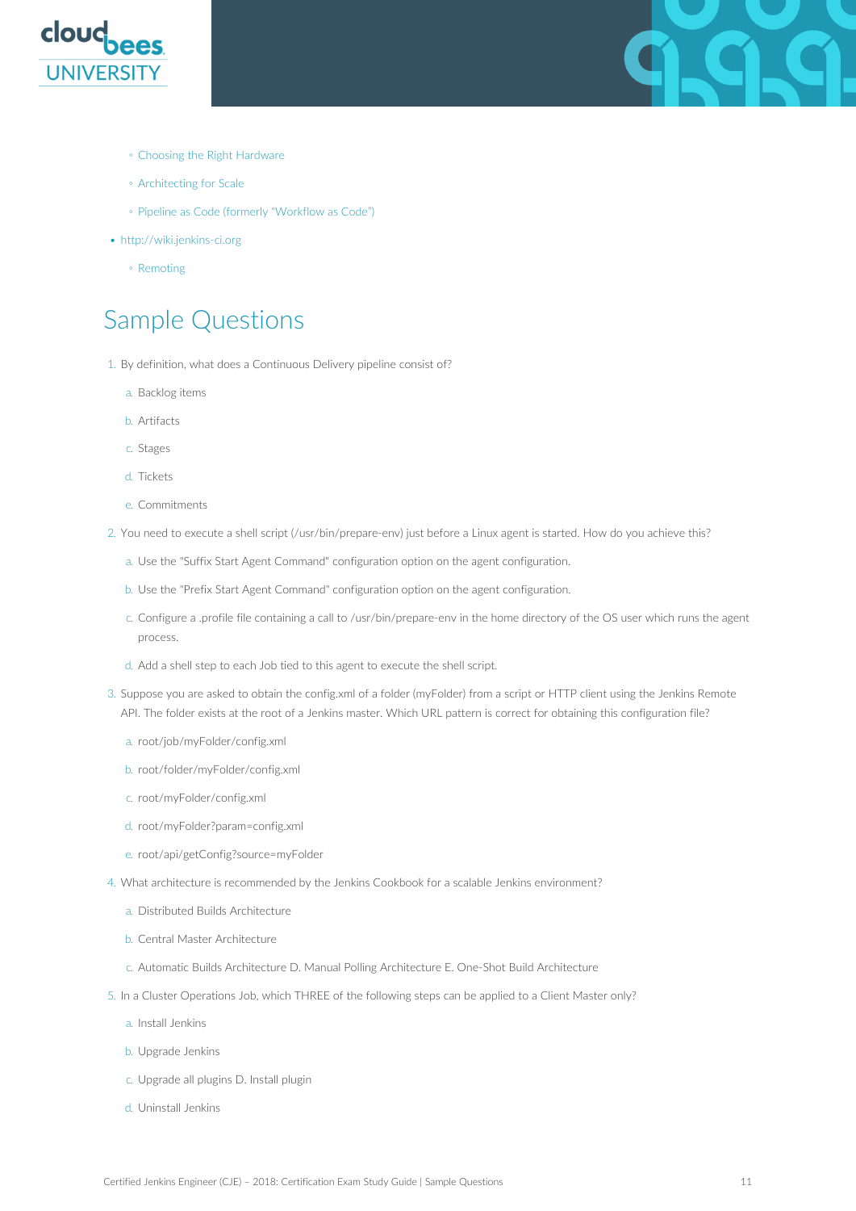- Choosing the Right Hardware
- Architecting for Scale
- Pipeline as Code (formerly "Workflow as Code")

- http://wiki.jenkins-ci.org
  - Remoting

# Sample Questions

1. By definition, what does a Continuous Delivery pipeline consist of?
   a. Backlog items
   b. Artifacts
   c. Stages
   d. Tickets
   e. Commitments

2. You need to execute a shell script (/usr/bin/prepare-env) just before a Linux agent is started. How do you achieve this?
   a. Use the "Suffix Start Agent Command" configuration option on the agent configuration.
   b. Use the "Prefix Start Agent Command" configuration option on the agent configuration.
   c. Configure a .profile file containing a call to /usr/bin/prepare-env in the home directory of the OS user which runs the agent process.
   d. Add a shell step to each Job tied to this agent to execute the shell script.

3. Suppose you are asked to obtain the config.xml of a folder (myFolder) from a script or HTTP client using the Jenkins Remote API. The folder exists at the root of a Jenkins master. Which URL pattern is correct for obtaining this configuration file?
   a. root/job/myFolder/config.xml
   b. root/folder/myFolder/config.xml
   c. root/myFolder/config.xml
   d. root/myFolder?param=config.xml
   e. root/api/getConfig?source=myFolder

4. What architecture is recommended by the Jenkins Cookbook for a scalable Jenkins environment?
   a. Distributed Builds Architecture
   b. Central Master Architecture
   c. Automatic Builds Architecture D. Manual Polling Architecture E. One-Shot Build Architecture

5. In a Cluster Operations Job, which THREE of the following steps can be applied to a Client Master only?
   a. Install Jenkins
   b. Upgrade Jenkins
   c. Upgrade all plugins D. Install plugin
   d. Uninstall Jenkins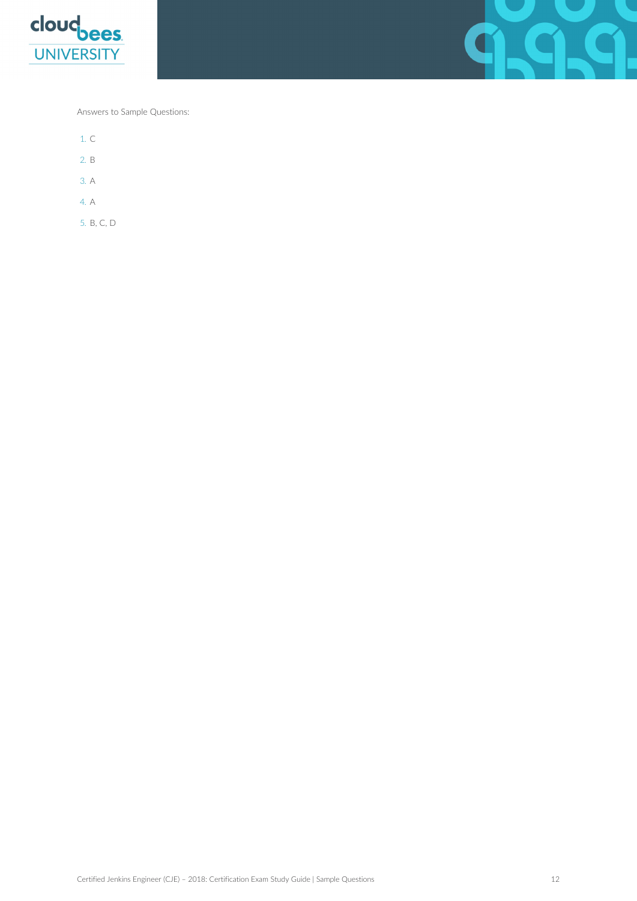Answers to Sample Questions:

1. C
2. B
3. A
4. A
5. B, C, D